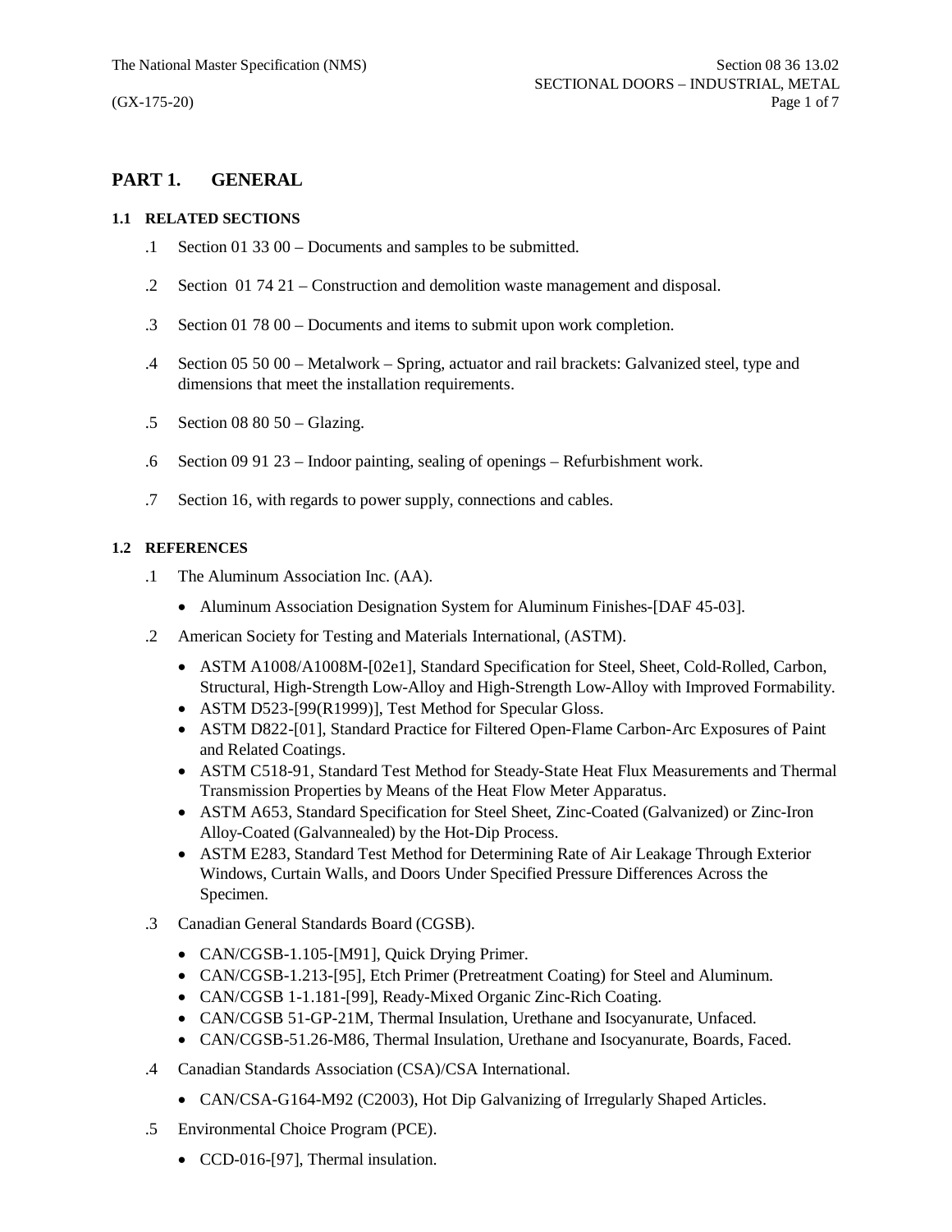# PART 1. GENERAL

## 1.1 RELATED SECTIONS

.1 Section 01 33 00 – Documents and samples to be submitted.

.2 Section 01 74 21 – Construction and demolition waste management and disposal.

.3 Section 01 78 00 – Documents and items to submit upon work completion.

.4 Section 05 50 00 – Metalwork – Spring, actuator and rail brackets: Galvanized steel, type and dimensions that meet the installation requirements.

.5 Section 08 80 50 – Glazing.

.6 Section 09 91 23 – Indoor painting, sealing of openings – Refurbishment work.

.7 Section 16, with regards to power supply, connections and cables.

## 1.2 REFERENCES

.1 The Aluminum Association Inc. (AA).

- Aluminum Association Designation System for Aluminum Finishes-[DAF 45-03].

.2 American Society for Testing and Materials International, (ASTM).

- ASTM A1008/A1008M-[02e1], Standard Specification for Steel, Sheet, Cold-Rolled, Carbon, Structural, High-Strength Low-Alloy and High-Strength Low-Alloy with Improved Formability.
- ASTM D523-[99(R1999)], Test Method for Specular Gloss.
- ASTM D822-[01], Standard Practice for Filtered Open-Flame Carbon-Arc Exposures of Paint and Related Coatings.
- ASTM C518-91, Standard Test Method for Steady-State Heat Flux Measurements and Thermal Transmission Properties by Means of the Heat Flow Meter Apparatus.
- ASTM A653, Standard Specification for Steel Sheet, Zinc-Coated (Galvanized) or Zinc-Iron Alloy-Coated (Galvannealed) by the Hot-Dip Process.
- ASTM E283, Standard Test Method for Determining Rate of Air Leakage Through Exterior Windows, Curtain Walls, and Doors Under Specified Pressure Differences Across the Specimen.

.3 Canadian General Standards Board (CGSB).

- CAN/CGSB-1.105-[M91], Quick Drying Primer.
- CAN/CGSB-1.213-[95], Etch Primer (Pretreatment Coating) for Steel and Aluminum.
- CAN/CGSB 1-1.181-[99], Ready-Mixed Organic Zinc-Rich Coating.
- CAN/CGSB 51-GP-21M, Thermal Insulation, Urethane and Isocyanurate, Unfaced.
- CAN/CGSB-51.26-M86, Thermal Insulation, Urethane and Isocyanurate, Boards, Faced.

.4 Canadian Standards Association (CSA)/CSA International.

- CAN/CSA-G164-M92 (C2003), Hot Dip Galvanizing of Irregularly Shaped Articles.

.5 Environmental Choice Program (PCE).

- CCD-016-[97], Thermal insulation.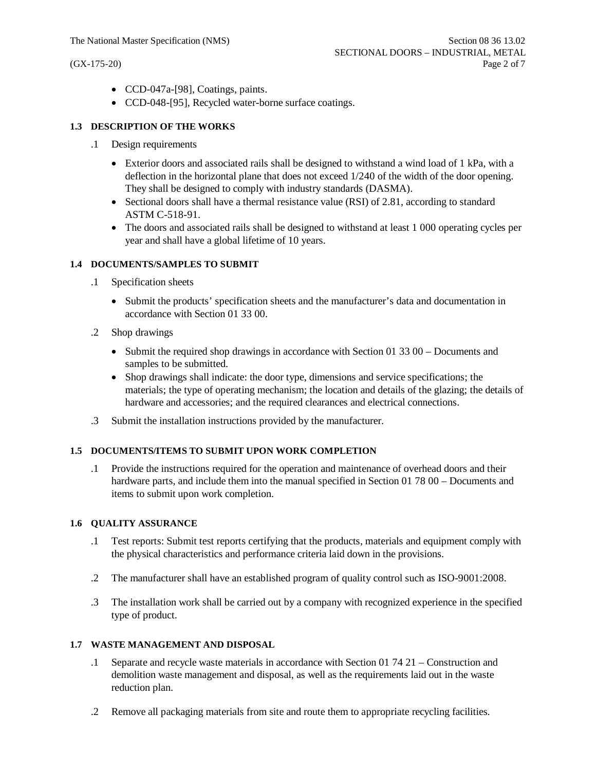- CCD-047a-[98], Coatings, paints.
- CCD-048-[95], Recycled water-borne surface coatings.

### 1.3 DESCRIPTION OF THE WORKS

.1 Design requirements

- Exterior doors and associated rails shall be designed to withstand a wind load of 1 kPa, with a deflection in the horizontal plane that does not exceed 1/240 of the width of the door opening. They shall be designed to comply with industry standards (DASMA).
- Sectional doors shall have a thermal resistance value (RSI) of 2.81, according to standard ASTM C-518-91.
- The doors and associated rails shall be designed to withstand at least 1 000 operating cycles per year and shall have a global lifetime of 10 years.

### 1.4 DOCUMENTS/SAMPLES TO SUBMIT

.1 Specification sheets

- Submit the products' specification sheets and the manufacturer's data and documentation in accordance with Section 01 33 00.

.2 Shop drawings

- Submit the required shop drawings in accordance with Section 01 33 00 – Documents and samples to be submitted.
- Shop drawings shall indicate: the door type, dimensions and service specifications; the materials; the type of operating mechanism; the location and details of the glazing; the details of hardware and accessories; and the required clearances and electrical connections.

.3 Submit the installation instructions provided by the manufacturer.

### 1.5 DOCUMENTS/ITEMS TO SUBMIT UPON WORK COMPLETION

.1 Provide the instructions required for the operation and maintenance of overhead doors and their hardware parts, and include them into the manual specified in Section 01 78 00 – Documents and items to submit upon work completion.

### 1.6 QUALITY ASSURANCE

.1 Test reports: Submit test reports certifying that the products, materials and equipment comply with the physical characteristics and performance criteria laid down in the provisions.

.2 The manufacturer shall have an established program of quality control such as ISO-9001:2008.

.3 The installation work shall be carried out by a company with recognized experience in the specified type of product.

### 1.7 WASTE MANAGEMENT AND DISPOSAL

.1 Separate and recycle waste materials in accordance with Section 01 74 21 – Construction and demolition waste management and disposal, as well as the requirements laid out in the waste reduction plan.

.2 Remove all packaging materials from site and route them to appropriate recycling facilities.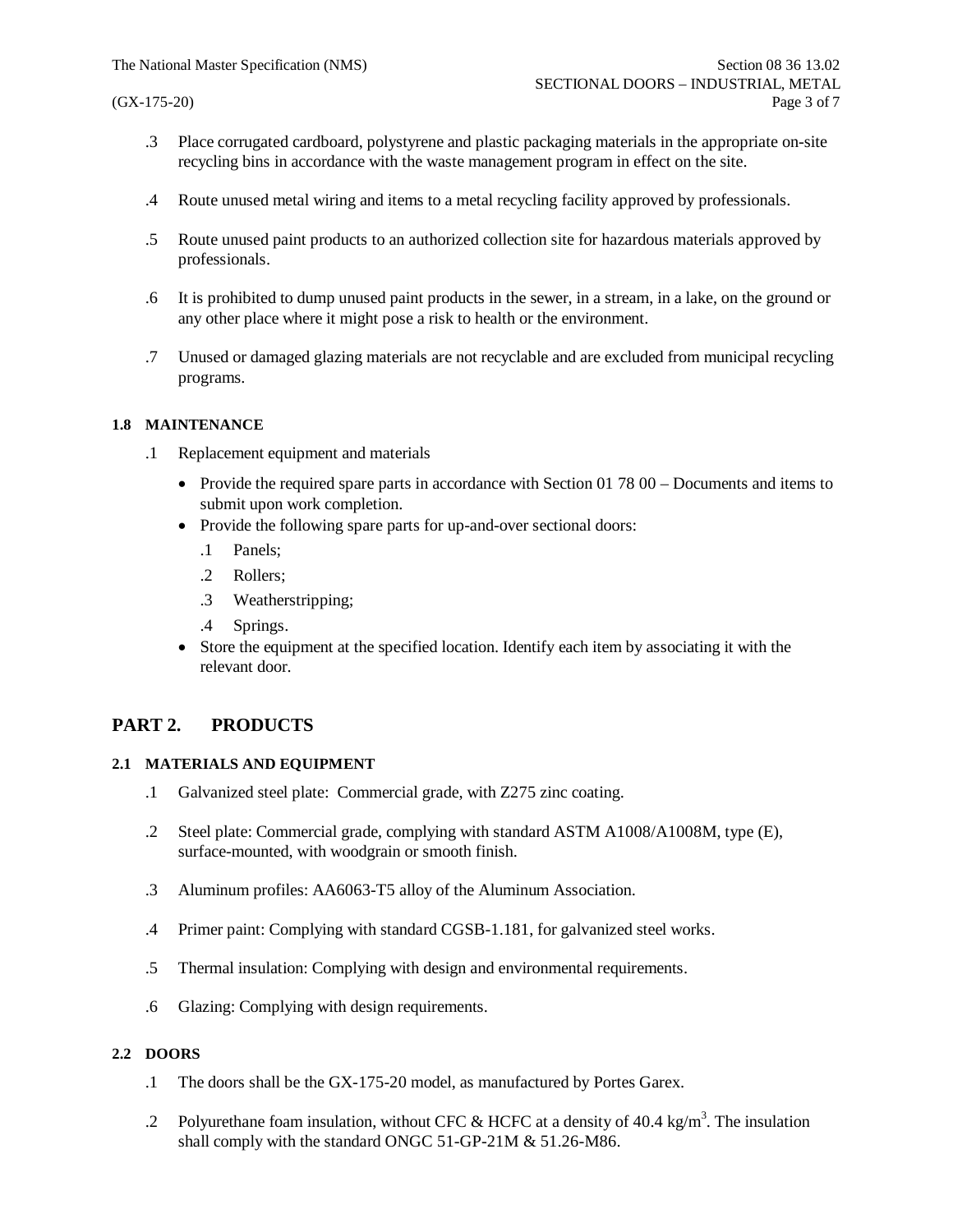.3 Place corrugated cardboard, polystyrene and plastic packaging materials in the appropriate on-site recycling bins in accordance with the waste management program in effect on the site.

.4 Route unused metal wiring and items to a metal recycling facility approved by professionals.

.5 Route unused paint products to an authorized collection site for hazardous materials approved by professionals.

.6 It is prohibited to dump unused paint products in the sewer, in a stream, in a lake, on the ground or any other place where it might pose a risk to health or the environment.

.7 Unused or damaged glazing materials are not recyclable and are excluded from municipal recycling programs.

### 1.8 MAINTENANCE

.1 Replacement equipment and materials

- Provide the required spare parts in accordance with Section 01 78 00 – Documents and items to submit upon work completion.
- Provide the following spare parts for up-and-over sectional doors:
  - .1 Panels;
  - .2 Rollers;
  - .3 Weatherstripping;
  - .4 Springs.
- Store the equipment at the specified location. Identify each item by associating it with the relevant door.

## PART 2. PRODUCTS

### 2.1 MATERIALS AND EQUIPMENT

.1 Galvanized steel plate: Commercial grade, with Z275 zinc coating.

.2 Steel plate: Commercial grade, complying with standard ASTM A1008/A1008M, type (E), surface-mounted, with woodgrain or smooth finish.

.3 Aluminum profiles: AA6063-T5 alloy of the Aluminum Association.

.4 Primer paint: Complying with standard CGSB-1.181, for galvanized steel works.

.5 Thermal insulation: Complying with design and environmental requirements.

.6 Glazing: Complying with design requirements.

### 2.2 DOORS

.1 The doors shall be the GX-175-20 model, as manufactured by Portes Garex.

.2 Polyurethane foam insulation, without CFC & HCFC at a density of 40.4 kg/m$^3$. The insulation shall comply with the standard ONGC 51-GP-21M & 51.26-M86.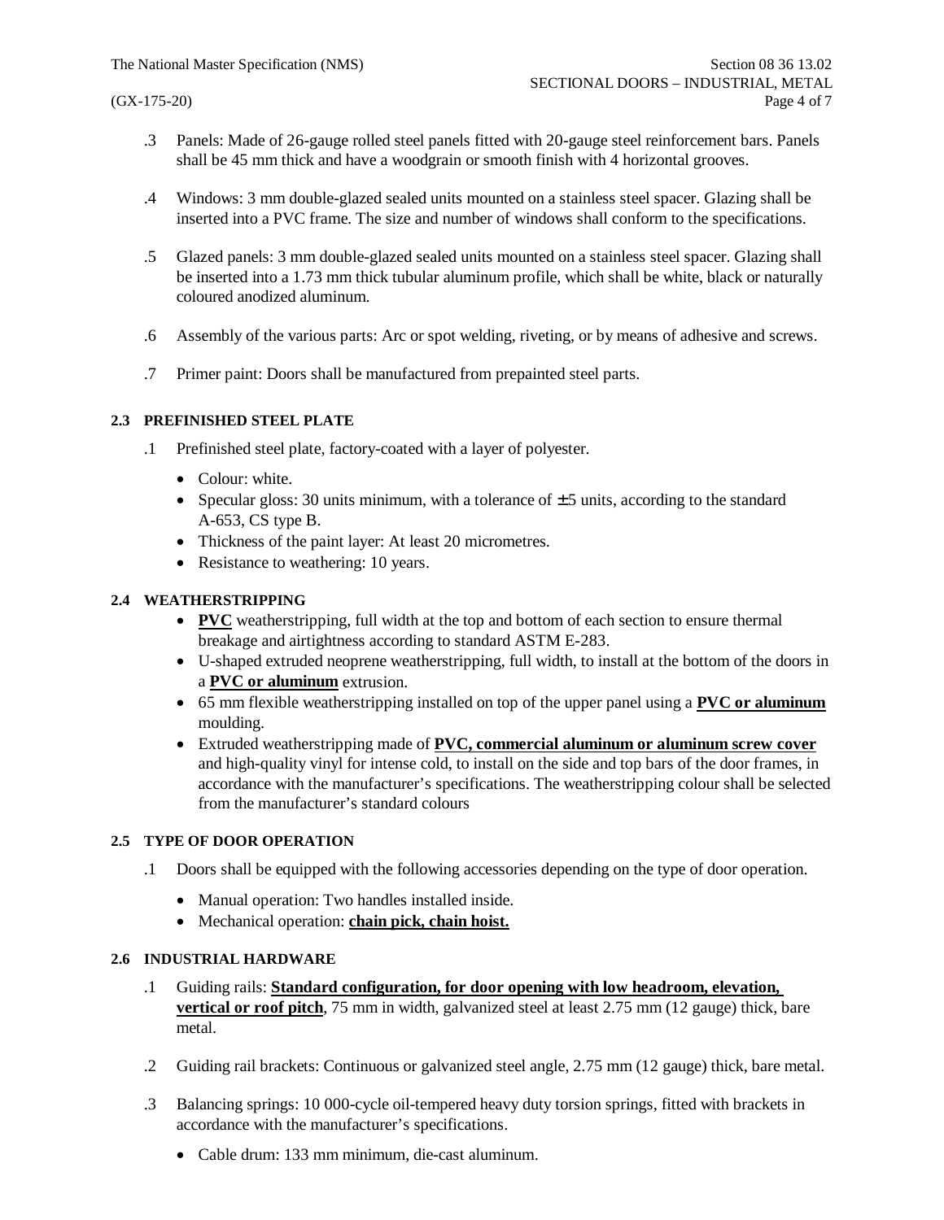.3 Panels: Made of 26-gauge rolled steel panels fitted with 20-gauge steel reinforcement bars. Panels shall be 45 mm thick and have a woodgrain or smooth finish with 4 horizontal grooves.

.4 Windows: 3 mm double-glazed sealed units mounted on a stainless steel spacer. Glazing shall be inserted into a PVC frame. The size and number of windows shall conform to the specifications.

.5 Glazed panels: 3 mm double-glazed sealed units mounted on a stainless steel spacer. Glazing shall be inserted into a 1.73 mm thick tubular aluminum profile, which shall be white, black or naturally coloured anodized aluminum.

.6 Assembly of the various parts: Arc or spot welding, riveting, or by means of adhesive and screws.

.7 Primer paint: Doors shall be manufactured from prepainted steel parts.

### 2.3 PREFINISHED STEEL PLATE

.1 Prefinished steel plate, factory-coated with a layer of polyester.

- Colour: white.
- Specular gloss: 30 units minimum, with a tolerance of ±5 units, according to the standard A-653, CS type B.
- Thickness of the paint layer: At least 20 micrometres.
- Resistance to weathering: 10 years.

### 2.4 WEATHERSTRIPPING

- **PVC** weatherstripping, full width at the top and bottom of each section to ensure thermal breakage and airtightness according to standard ASTM E-283.
- U-shaped extruded neoprene weatherstripping, full width, to install at the bottom of the doors in a **PVC or aluminum** extrusion.
- 65 mm flexible weatherstripping installed on top of the upper panel using a **PVC or aluminum** moulding.
- Extruded weatherstripping made of **PVC, commercial aluminum or aluminum screw cover** and high-quality vinyl for intense cold, to install on the side and top bars of the door frames, in accordance with the manufacturer's specifications. The weatherstripping colour shall be selected from the manufacturer's standard colours

### 2.5 TYPE OF DOOR OPERATION

.1 Doors shall be equipped with the following accessories depending on the type of door operation.

- Manual operation: Two handles installed inside.
- Mechanical operation: **chain pick, chain hoist.**

### 2.6 INDUSTRIAL HARDWARE

.1 Guiding rails: **Standard configuration, for door opening with low headroom, elevation, vertical or roof pitch**, 75 mm in width, galvanized steel at least 2.75 mm (12 gauge) thick, bare metal.

.2 Guiding rail brackets: Continuous or galvanized steel angle, 2.75 mm (12 gauge) thick, bare metal.

.3 Balancing springs: 10 000-cycle oil-tempered heavy duty torsion springs, fitted with brackets in accordance with the manufacturer's specifications.

- Cable drum: 133 mm minimum, die-cast aluminum.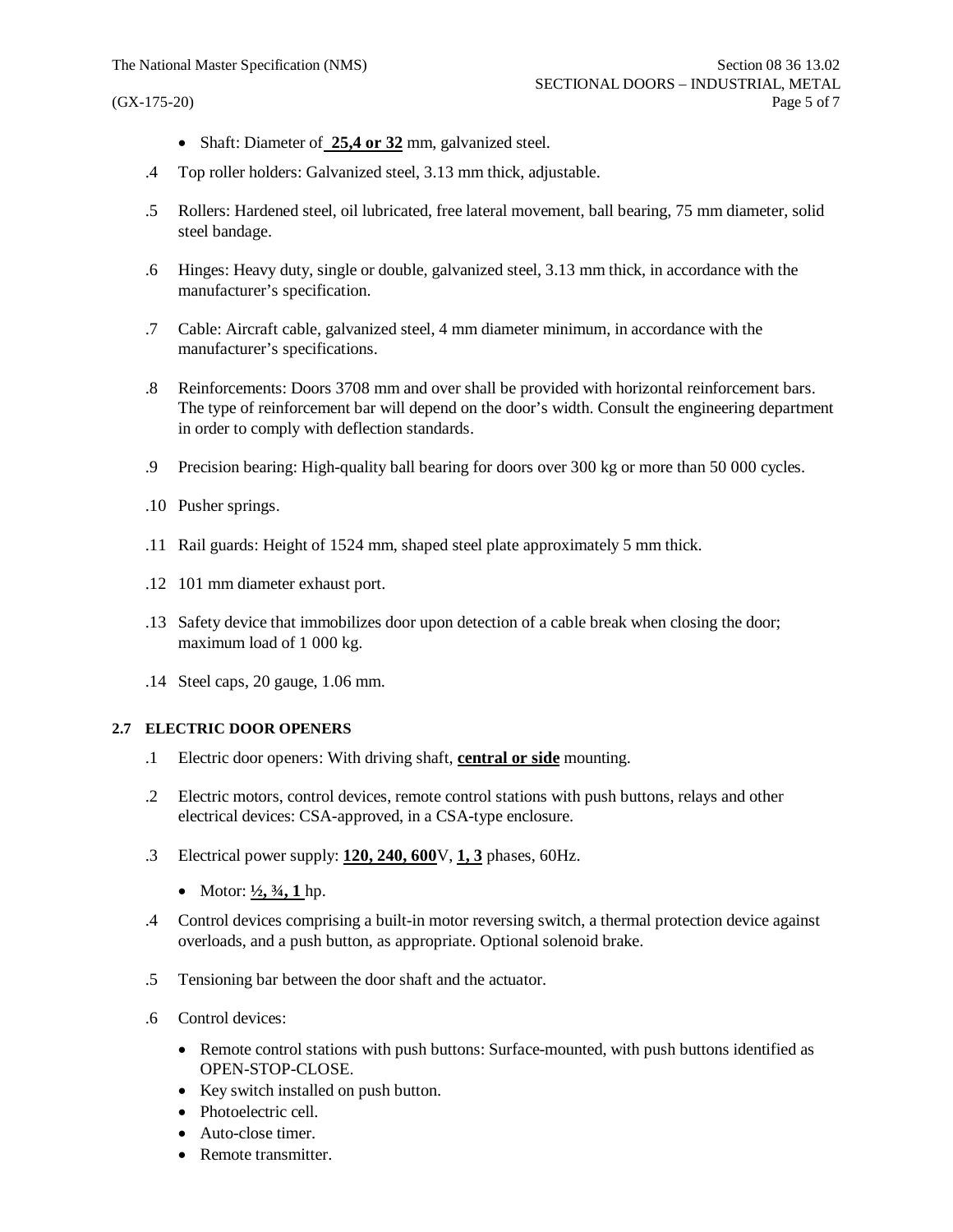- Shaft: Diameter of **25,4 or 32** mm, galvanized steel.

.4 Top roller holders: Galvanized steel, 3.13 mm thick, adjustable.

.5 Rollers: Hardened steel, oil lubricated, free lateral movement, ball bearing, 75 mm diameter, solid steel bandage.

.6 Hinges: Heavy duty, single or double, galvanized steel, 3.13 mm thick, in accordance with the manufacturer's specification.

.7 Cable: Aircraft cable, galvanized steel, 4 mm diameter minimum, in accordance with the manufacturer's specifications.

.8 Reinforcements: Doors 3708 mm and over shall be provided with horizontal reinforcement bars. The type of reinforcement bar will depend on the door's width. Consult the engineering department in order to comply with deflection standards.

.9 Precision bearing: High-quality ball bearing for doors over 300 kg or more than 50 000 cycles.

.10 Pusher springs.

.11 Rail guards: Height of 1524 mm, shaped steel plate approximately 5 mm thick.

.12 101 mm diameter exhaust port.

.13 Safety device that immobilizes door upon detection of a cable break when closing the door; maximum load of 1 000 kg.

.14 Steel caps, 20 gauge, 1.06 mm.

### 2.7 ELECTRIC DOOR OPENERS

.1 Electric door openers: With driving shaft, **central or side** mounting.

.2 Electric motors, control devices, remote control stations with push buttons, relays and other electrical devices: CSA-approved, in a CSA-type enclosure.

.3 Electrical power supply: **120, 240, 600**V, **1, 3** phases, 60Hz.

- Motor: **½, ¾, 1** hp.

.4 Control devices comprising a built-in motor reversing switch, a thermal protection device against overloads, and a push button, as appropriate. Optional solenoid brake.

.5 Tensioning bar between the door shaft and the actuator.

.6 Control devices:

- Remote control stations with push buttons: Surface-mounted, with push buttons identified as OPEN-STOP-CLOSE.
- Key switch installed on push button.
- Photoelectric cell.
- Auto-close timer.
- Remote transmitter.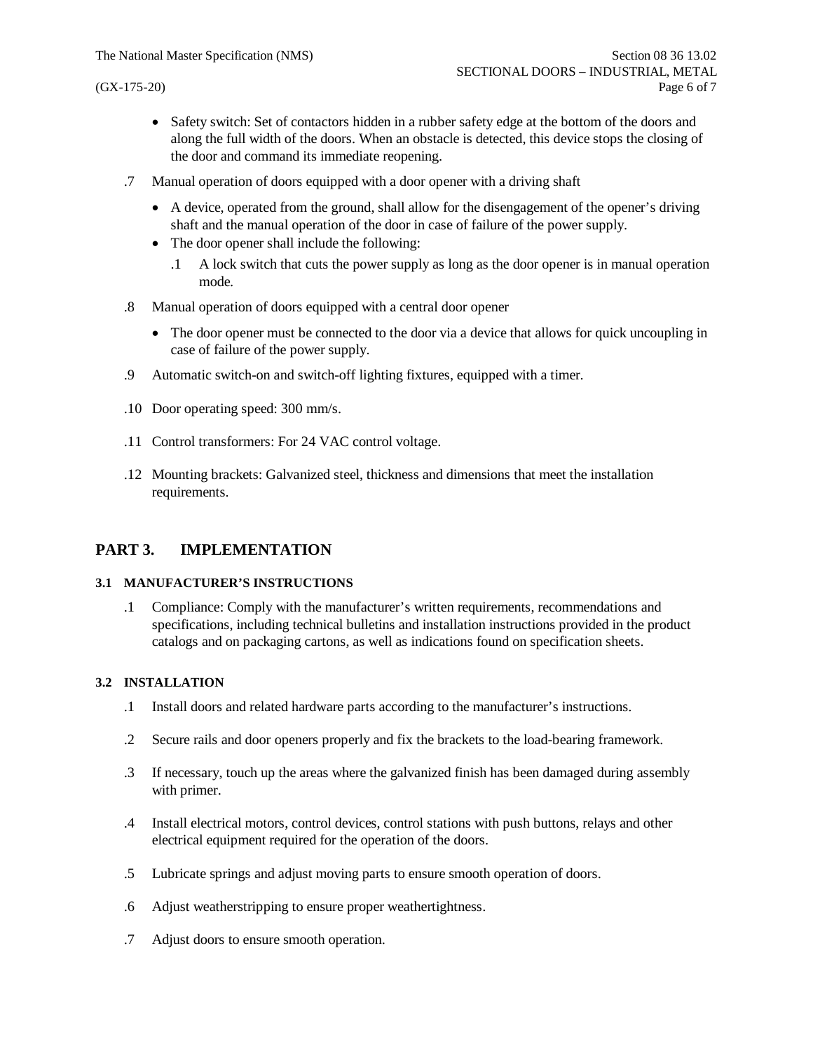- Safety switch: Set of contactors hidden in a rubber safety edge at the bottom of the doors and along the full width of the doors. When an obstacle is detected, this device stops the closing of the door and command its immediate reopening.

.7 Manual operation of doors equipped with a door opener with a driving shaft

- A device, operated from the ground, shall allow for the disengagement of the opener's driving shaft and the manual operation of the door in case of failure of the power supply.
- The door opener shall include the following:
  - .1 A lock switch that cuts the power supply as long as the door opener is in manual operation mode.

.8 Manual operation of doors equipped with a central door opener

- The door opener must be connected to the door via a device that allows for quick uncoupling in case of failure of the power supply.

.9 Automatic switch-on and switch-off lighting fixtures, equipped with a timer.

.10 Door operating speed: 300 mm/s.

.11 Control transformers: For 24 VAC control voltage.

.12 Mounting brackets: Galvanized steel, thickness and dimensions that meet the installation requirements.

## PART 3. IMPLEMENTATION

### 3.1 MANUFACTURER'S INSTRUCTIONS

.1 Compliance: Comply with the manufacturer's written requirements, recommendations and specifications, including technical bulletins and installation instructions provided in the product catalogs and on packaging cartons, as well as indications found on specification sheets.

### 3.2 INSTALLATION

.1 Install doors and related hardware parts according to the manufacturer's instructions.

.2 Secure rails and door openers properly and fix the brackets to the load-bearing framework.

.3 If necessary, touch up the areas where the galvanized finish has been damaged during assembly with primer.

.4 Install electrical motors, control devices, control stations with push buttons, relays and other electrical equipment required for the operation of the doors.

.5 Lubricate springs and adjust moving parts to ensure smooth operation of doors.

.6 Adjust weatherstripping to ensure proper weathertightness.

.7 Adjust doors to ensure smooth operation.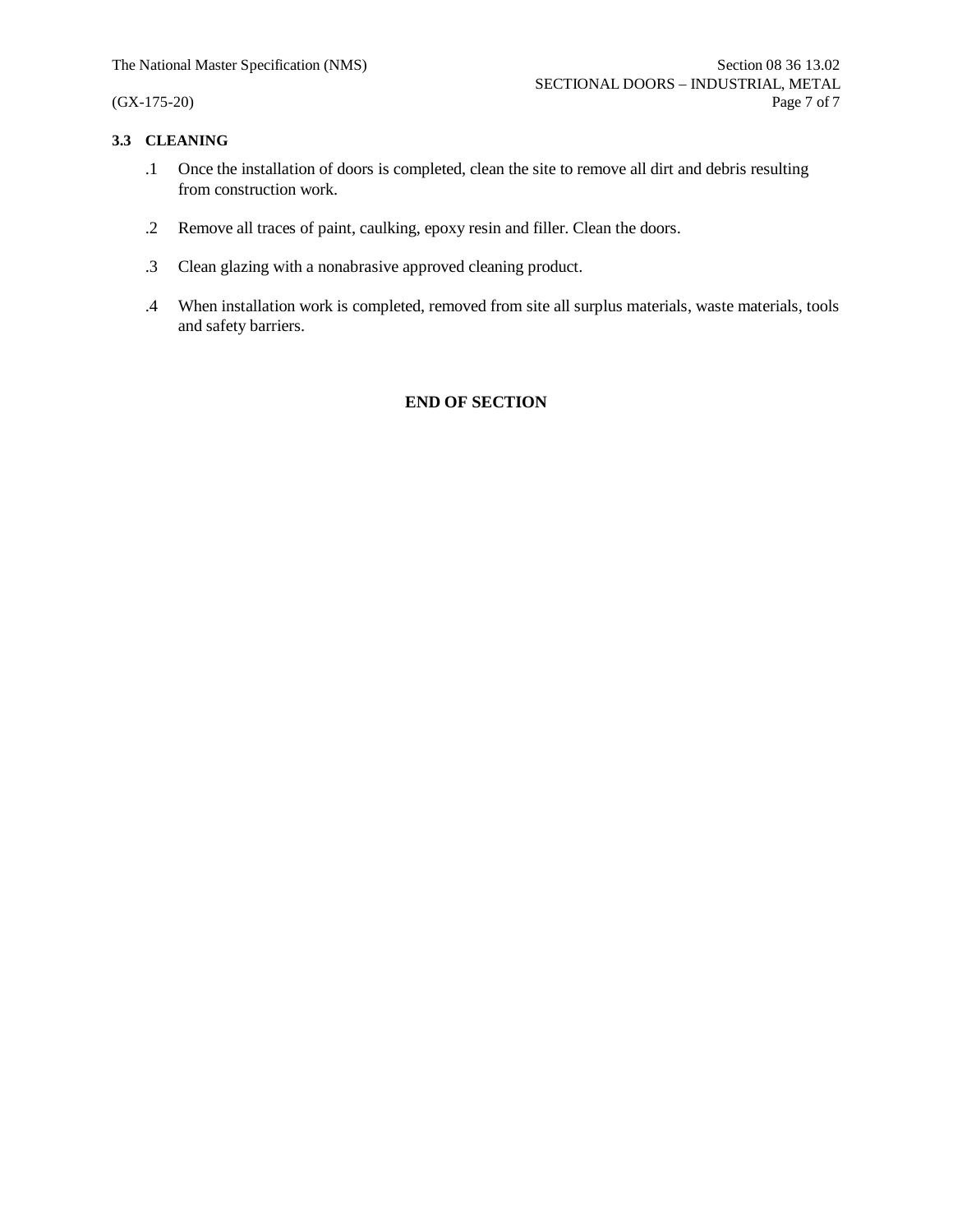**3.3 CLEANING**

.1 Once the installation of doors is completed, clean the site to remove all dirt and debris resulting from construction work.

.2 Remove all traces of paint, caulking, epoxy resin and filler. Clean the doors.

.3 Clean glazing with a nonabrasive approved cleaning product.

.4 When installation work is completed, removed from site all surplus materials, waste materials, tools and safety barriers.

**END OF SECTION**